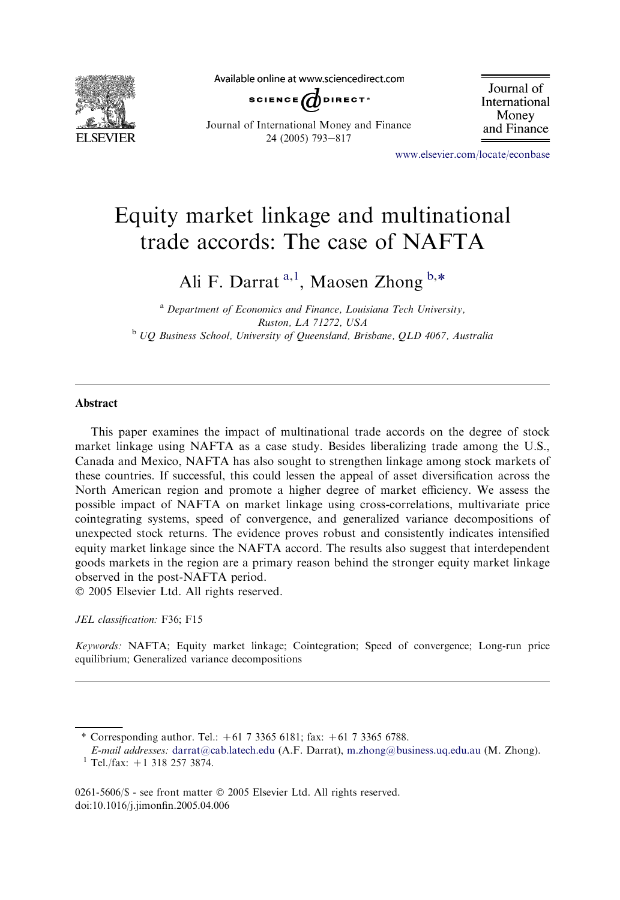# Equity market linkage and multinational trade accords: The case of NAFTA

Ali F. Darrat [a,1], Maosen Zhong [b,*]

[a] *Department of Economics and Finance, Louisiana Tech University, Ruston, LA 71272, USA*

[b] *UQ Business School, University of Queensland, Brisbane, QLD 4067, Australia*

---

## Abstract

This paper examines the impact of multinational trade accords on the degree of stock market linkage using NAFTA as a case study. Besides liberalizing trade among the U.S., Canada and Mexico, NAFTA has also sought to strengthen linkage among stock markets of these countries. If successful, this could lessen the appeal of asset diversification across the North American region and promote a higher degree of market efficiency. We assess the possible impact of NAFTA on market linkage using cross-correlations, multivariate price cointegrating systems, speed of convergence, and generalized variance decompositions of unexpected stock returns. The evidence proves robust and consistently indicates intensified equity market linkage since the NAFTA accord. The results also suggest that interdependent goods markets in the region are a primary reason behind the stronger equity market linkage observed in the post-NAFTA period.

© 2005 Elsevier Ltd. All rights reserved.

*JEL classification:* F36; F15

*Keywords:* NAFTA; Equity market linkage; Cointegration; Speed of convergence; Long-run price equilibrium; Generalized variance decompositions

---

\* Corresponding author. Tel.: +61 7 3365 6181; fax: +61 7 3365 6788.

*E-mail addresses:* darrat@cab.latech.edu (A.F. Darrat), m.zhong@business.uq.edu.au (M. Zhong).

[1] Tel./fax: +1 318 257 3874.

0261-5606/$ - see front matter © 2005 Elsevier Ltd. All rights reserved.
doi:10.1016/j.jimonfin.2005.04.006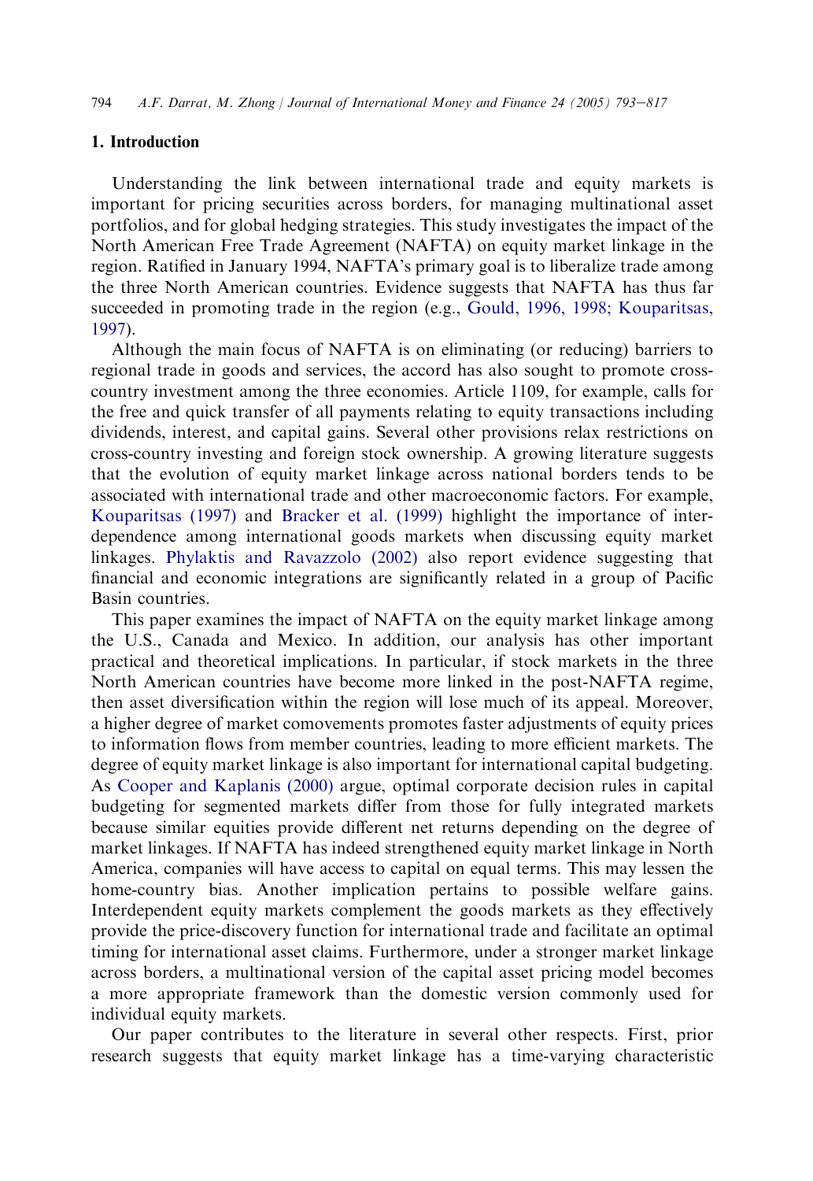## 1. Introduction

Understanding the link between international trade and equity markets is important for pricing securities across borders, for managing multinational asset portfolios, and for global hedging strategies. This study investigates the impact of the North American Free Trade Agreement (NAFTA) on equity market linkage in the region. Ratified in January 1994, NAFTA's primary goal is to liberalize trade among the three North American countries. Evidence suggests that NAFTA has thus far succeeded in promoting trade in the region (e.g., Gould, 1996, 1998; Kouparitsas, 1997).

Although the main focus of NAFTA is on eliminating (or reducing) barriers to regional trade in goods and services, the accord has also sought to promote cross-country investment among the three economies. Article 1109, for example, calls for the free and quick transfer of all payments relating to equity transactions including dividends, interest, and capital gains. Several other provisions relax restrictions on cross-country investing and foreign stock ownership. A growing literature suggests that the evolution of equity market linkage across national borders tends to be associated with international trade and other macroeconomic factors. For example, Kouparitsas (1997) and Bracker et al. (1999) highlight the importance of interdependence among international goods markets when discussing equity market linkages. Phylaktis and Ravazzolo (2002) also report evidence suggesting that financial and economic integrations are significantly related in a group of Pacific Basin countries.

This paper examines the impact of NAFTA on the equity market linkage among the U.S., Canada and Mexico. In addition, our analysis has other important practical and theoretical implications. In particular, if stock markets in the three North American countries have become more linked in the post-NAFTA regime, then asset diversification within the region will lose much of its appeal. Moreover, a higher degree of market comovements promotes faster adjustments of equity prices to information flows from member countries, leading to more efficient markets. The degree of equity market linkage is also important for international capital budgeting. As Cooper and Kaplanis (2000) argue, optimal corporate decision rules in capital budgeting for segmented markets differ from those for fully integrated markets because similar equities provide different net returns depending on the degree of market linkages. If NAFTA has indeed strengthened equity market linkage in North America, companies will have access to capital on equal terms. This may lessen the home-country bias. Another implication pertains to possible welfare gains. Interdependent equity markets complement the goods markets as they effectively provide the price-discovery function for international trade and facilitate an optimal timing for international asset claims. Furthermore, under a stronger market linkage across borders, a multinational version of the capital asset pricing model becomes a more appropriate framework than the domestic version commonly used for individual equity markets.

Our paper contributes to the literature in several other respects. First, prior research suggests that equity market linkage has a time-varying characteristic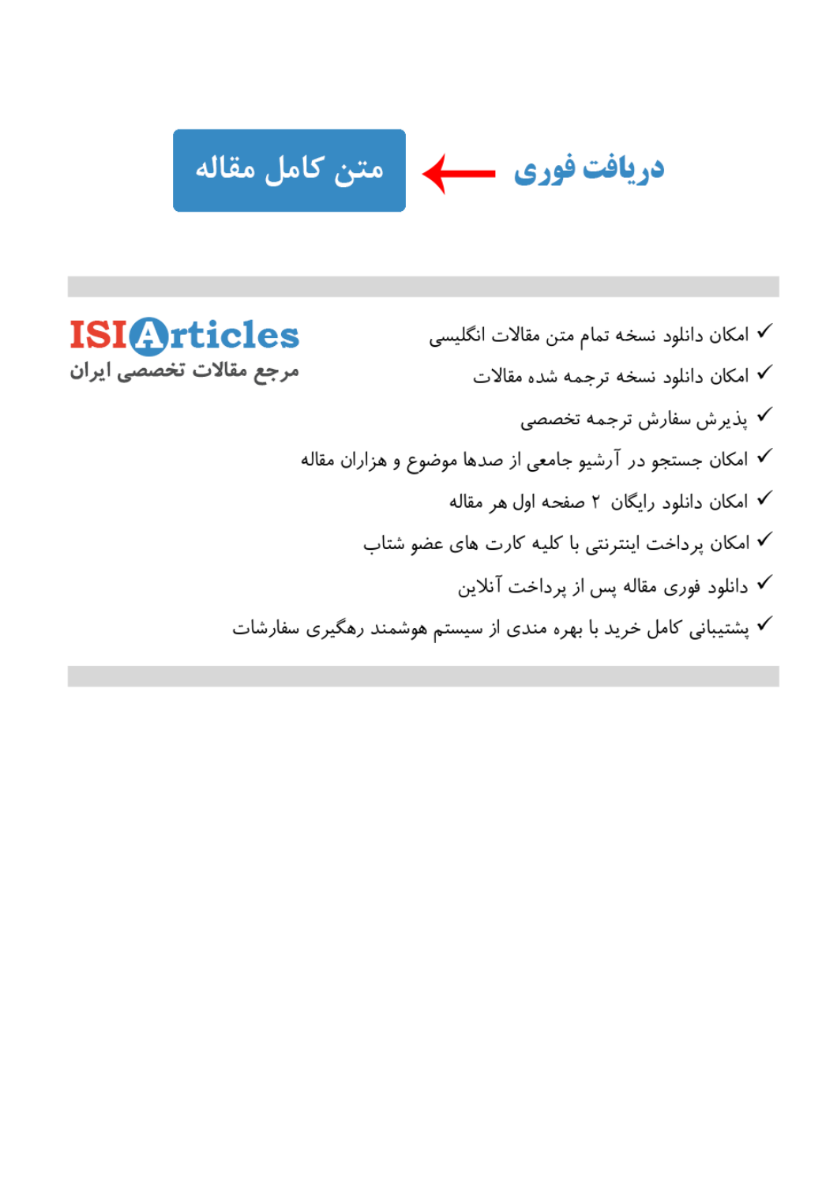دریافت فوری ← متن کامل مقاله

**ISIArticles**
مرجع مقالات تخصصی ایران

- ✓ امکان دانلود نسخه تمام متن مقالات انگلیسی
- ✓ امکان دانلود نسخه ترجمه شده مقالات
- ✓ پذیرش سفارش ترجمه تخصصی
- ✓ امکان جستجو در آرشیو جامعی از صدها موضوع و هزاران مقاله
- ✓ امکان دانلود رایگان ۲ صفحه اول هر مقاله
- ✓ امکان پرداخت اینترنتی با کلیه کارت های عضو شتاب
- ✓ دانلود فوری مقاله پس از پرداخت آنلاین
- ✓ پشتیبانی کامل خرید با بهره مندی از سیستم هوشمند رهگیری سفارشات